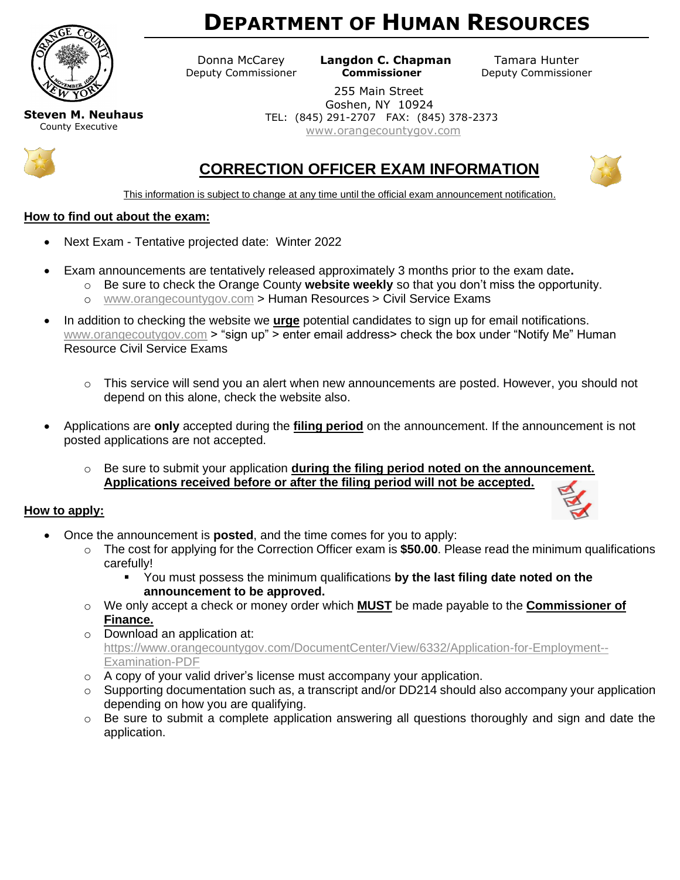# DEPARTMENT OF HUMAN RESOURCES

**Steven M. Neuhaus**
County Executive

Donna McCarey
Deputy Commissioner

**Langdon C. Chapman**
**Commissioner**

Tamara Hunter
Deputy Commissioner

255 Main Street
Goshen, NY 10924
TEL: (845) 291-2707 FAX: (845) 378-2373
www.orangecountygov.com

## CORRECTION OFFICER EXAM INFORMATION

This information is subject to change at any time until the official exam announcement notification.

### How to find out about the exam:

- Next Exam - Tentative projected date: Winter 2022
- Exam announcements are tentatively released approximately 3 months prior to the exam date**.**
  - Be sure to check the Orange County **website weekly** so that you don't miss the opportunity.
  - www.orangecountygov.com > Human Resources > Civil Service Exams
- In addition to checking the website we **urge** potential candidates to sign up for email notifications. www.orangecoutygov.com > "sign up" > enter email address> check the box under "Notify Me" Human Resource Civil Service Exams
  - This service will send you an alert when new announcements are posted. However, you should not depend on this alone, check the website also.
- Applications are **only** accepted during the **filing period** on the announcement. If the announcement is not posted applications are not accepted.
  - Be sure to submit your application **during the filing period noted on the announcement. Applications received before or after the filing period will not be accepted.**

### How to apply:

- Once the announcement is **posted**, and the time comes for you to apply:
  - The cost for applying for the Correction Officer exam is **$50.00**. Please read the minimum qualifications carefully!
    - You must possess the minimum qualifications **by the last filing date noted on the announcement to be approved.**
  - We only accept a check or money order which **MUST** be made payable to the **Commissioner of Finance.**
  - Download an application at: https://www.orangecountygov.com/DocumentCenter/View/6332/Application-for-Employment--Examination-PDF
  - A copy of your valid driver's license must accompany your application.
  - Supporting documentation such as, a transcript and/or DD214 should also accompany your application depending on how you are qualifying.
  - Be sure to submit a complete application answering all questions thoroughly and sign and date the application.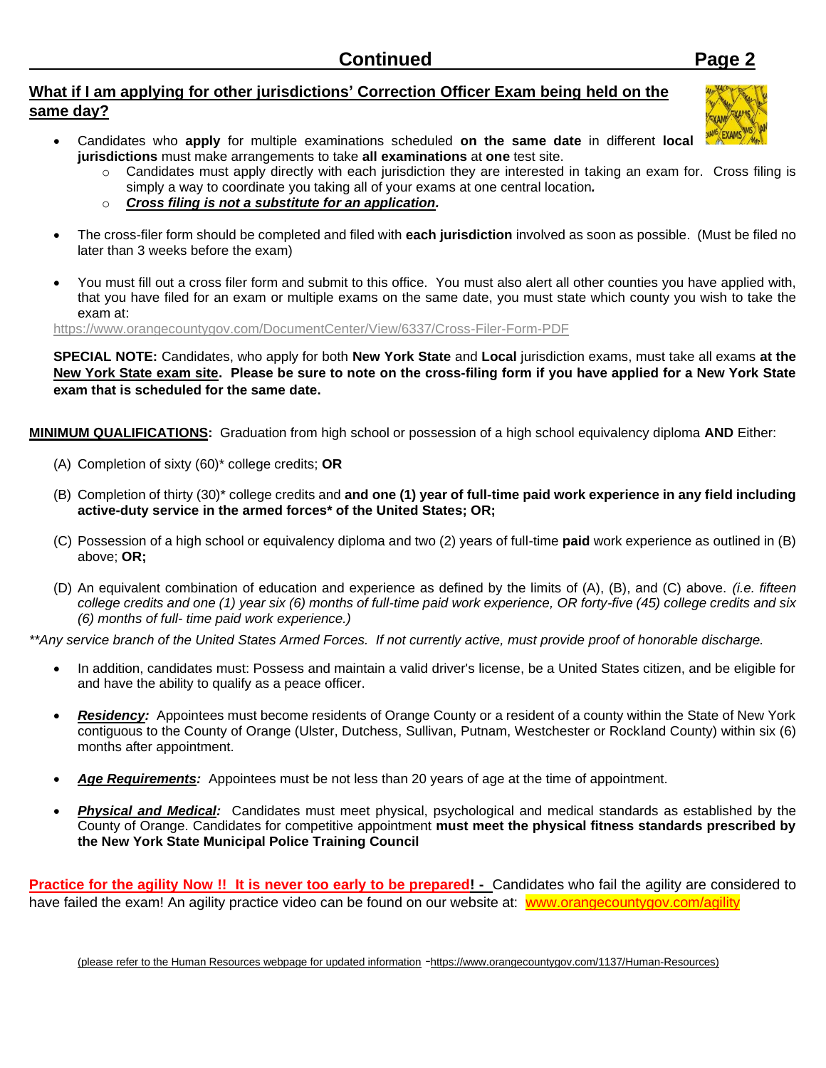## Continued

### What if I am applying for other jurisdictions' Correction Officer Exam being held on the same day?

- Candidates who **apply** for multiple examinations scheduled **on the same date** in different **local jurisdictions** must make arrangements to take **all examinations** at **one** test site.
  - Candidates must apply directly with each jurisdiction they are interested in taking an exam for. Cross filing is simply a way to coordinate you taking all of your exams at one central location***.***
  - ***Cross filing is not a substitute for an application.***

- The cross-filer form should be completed and filed with **each jurisdiction** involved as soon as possible. (Must be filed no later than 3 weeks before the exam)

- You must fill out a cross filer form and submit to this office. You must also alert all other counties you have applied with, that you have filed for an exam or multiple exams on the same date, you must state which county you wish to take the exam at:

https://www.orangecountygov.com/DocumentCenter/View/6337/Cross-Filer-Form-PDF

**SPECIAL NOTE:** Candidates, who apply for both **New York State** and **Local** jurisdiction exams, must take all exams **at the New York State exam site. Please be sure to note on the cross-filing form if you have applied for a New York State exam that is scheduled for the same date.**

**MINIMUM QUALIFICATIONS:** Graduation from high school or possession of a high school equivalency diploma **AND** Either:

(A) Completion of sixty (60)* college credits; **OR**

(B) Completion of thirty (30)* college credits and **and one (1) year of full-time paid work experience in any field including active-duty service in the armed forces* of the United States; OR;**

(C) Possession of a high school or equivalency diploma and two (2) years of full-time **paid** work experience as outlined in (B) above; **OR;**

(D) An equivalent combination of education and experience as defined by the limits of (A), (B), and (C) above. *(i.e. fifteen college credits and one (1) year six (6) months of full-time paid work experience, OR forty-five (45) college credits and six (6) months of full- time paid work experience.)*

*\*\*Any service branch of the United States Armed Forces. If not currently active, must provide proof of honorable discharge.*

- In addition, candidates must: Possess and maintain a valid driver's license, be a United States citizen, and be eligible for and have the ability to qualify as a peace officer.

- ***Residency:*** Appointees must become residents of Orange County or a resident of a county within the State of New York contiguous to the County of Orange (Ulster, Dutchess, Sullivan, Putnam, Westchester or Rockland County) within six (6) months after appointment.

- ***Age Requirements:*** Appointees must be not less than 20 years of age at the time of appointment.

- ***Physical and Medical:*** Candidates must meet physical, psychological and medical standards as established by the County of Orange. Candidates for competitive appointment **must meet the physical fitness standards prescribed by the New York State Municipal Police Training Council**

**Practice for the agility Now !! It is never too early to be prepared! -** Candidates who fail the agility are considered to have failed the exam! An agility practice video can be found on our website at: www.orangecountygov.com/agility

(please refer to the Human Resources webpage for updated information -https://www.orangecountygov.com/1137/Human-Resources)